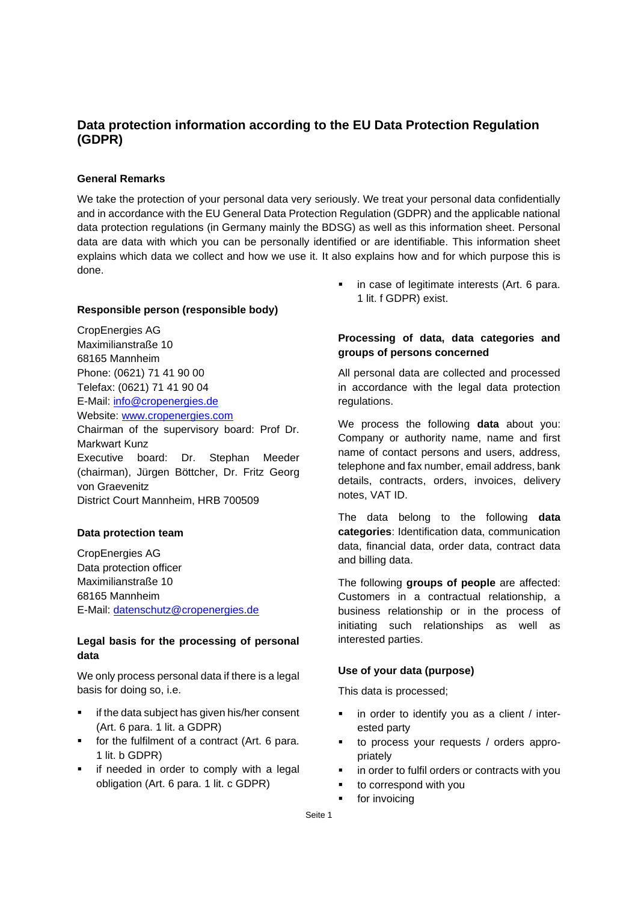# Data protection information according to the EU Data Protection Regulation (GDPR)

## General Remarks

We take the protection of your personal data very seriously. We treat your personal data confidentially and in accordance with the EU General Data Protection Regulation (GDPR) and the applicable national data protection regulations (in Germany mainly the BDSG) as well as this information sheet. Personal data are data with which you can be personally identified or are identifiable. This information sheet explains which data we collect and how we use it. It also explains how and for which purpose this is done.

## Responsible person (responsible body)

CropEnergies AG  
Maximilianstraße 10  
68165 Mannheim  
Phone: (0621) 71 41 90 00  
Telefax: (0621) 71 41 90 04  
E-Mail: info@cropenergies.de  
Website: www.cropenergies.com  
Chairman of the supervisory board: Prof Dr. Markwart Kunz  
Executive board: Dr. Stephan Meeder (chairman), Jürgen Böttcher, Dr. Fritz Georg von Graevenitz  
District Court Mannheim, HRB 700509

## Data protection team

CropEnergies AG  
Data protection officer  
Maximilianstraße 10  
68165 Mannheim  
E-Mail: datenschutz@cropenergies.de

## Legal basis for the processing of personal data

We only process personal data if there is a legal basis for doing so, i.e.

- if the data subject has given his/her consent (Art. 6 para. 1 lit. a GDPR)
- for the fulfilment of a contract (Art. 6 para. 1 lit. b GDPR)
- if needed in order to comply with a legal obligation (Art. 6 para. 1 lit. c GDPR)
- in case of legitimate interests (Art. 6 para. 1 lit. f GDPR) exist.

## Processing of data, data categories and groups of persons concerned

All personal data are collected and processed in accordance with the legal data protection regulations.

We process the following **data** about you: Company or authority name, name and first name of contact persons and users, address, telephone and fax number, email address, bank details, contracts, orders, invoices, delivery notes, VAT ID.

The data belong to the following **data categories**: Identification data, communication data, financial data, order data, contract data and billing data.

The following **groups of people** are affected: Customers in a contractual relationship, a business relationship or in the process of initiating such relationships as well as interested parties.

## Use of your data (purpose)

This data is processed;

- in order to identify you as a client / interested party
- to process your requests / orders appropriately
- in order to fulfil orders or contracts with you
- to correspond with you
- for invoicing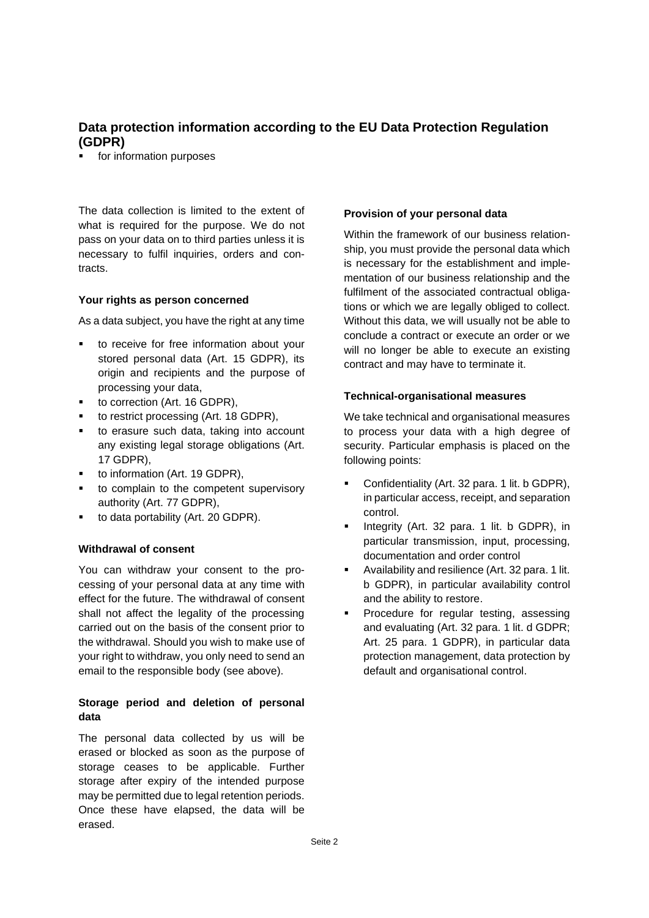## Data protection information according to the EU Data Protection Regulation (GDPR)

- for information purposes

The data collection is limited to the extent of what is required for the purpose. We do not pass on your data on to third parties unless it is necessary to fulfil inquiries, orders and contracts.

### Your rights as person concerned

As a data subject, you have the right at any time

- to receive for free information about your stored personal data (Art. 15 GDPR), its origin and recipients and the purpose of processing your data,
- to correction (Art. 16 GDPR),
- to restrict processing (Art. 18 GDPR),
- to erasure such data, taking into account any existing legal storage obligations (Art. 17 GDPR),
- to information (Art. 19 GDPR),
- to complain to the competent supervisory authority (Art. 77 GDPR),
- to data portability (Art. 20 GDPR).

### Withdrawal of consent

You can withdraw your consent to the processing of your personal data at any time with effect for the future. The withdrawal of consent shall not affect the legality of the processing carried out on the basis of the consent prior to the withdrawal. Should you wish to make use of your right to withdraw, you only need to send an email to the responsible body (see above).

### Storage period and deletion of personal data

The personal data collected by us will be erased or blocked as soon as the purpose of storage ceases to be applicable. Further storage after expiry of the intended purpose may be permitted due to legal retention periods. Once these have elapsed, the data will be erased.

### Provision of your personal data

Within the framework of our business relationship, you must provide the personal data which is necessary for the establishment and implementation of our business relationship and the fulfilment of the associated contractual obligations or which we are legally obliged to collect. Without this data, we will usually not be able to conclude a contract or execute an order or we will no longer be able to execute an existing contract and may have to terminate it.

### Technical-organisational measures

We take technical and organisational measures to process your data with a high degree of security. Particular emphasis is placed on the following points:

- Confidentiality (Art. 32 para. 1 lit. b GDPR), in particular access, receipt, and separation control.
- Integrity (Art. 32 para. 1 lit. b GDPR), in particular transmission, input, processing, documentation and order control
- Availability and resilience (Art. 32 para. 1 lit. b GDPR), in particular availability control and the ability to restore.
- Procedure for regular testing, assessing and evaluating (Art. 32 para. 1 lit. d GDPR; Art. 25 para. 1 GDPR), in particular data protection management, data protection by default and organisational control.